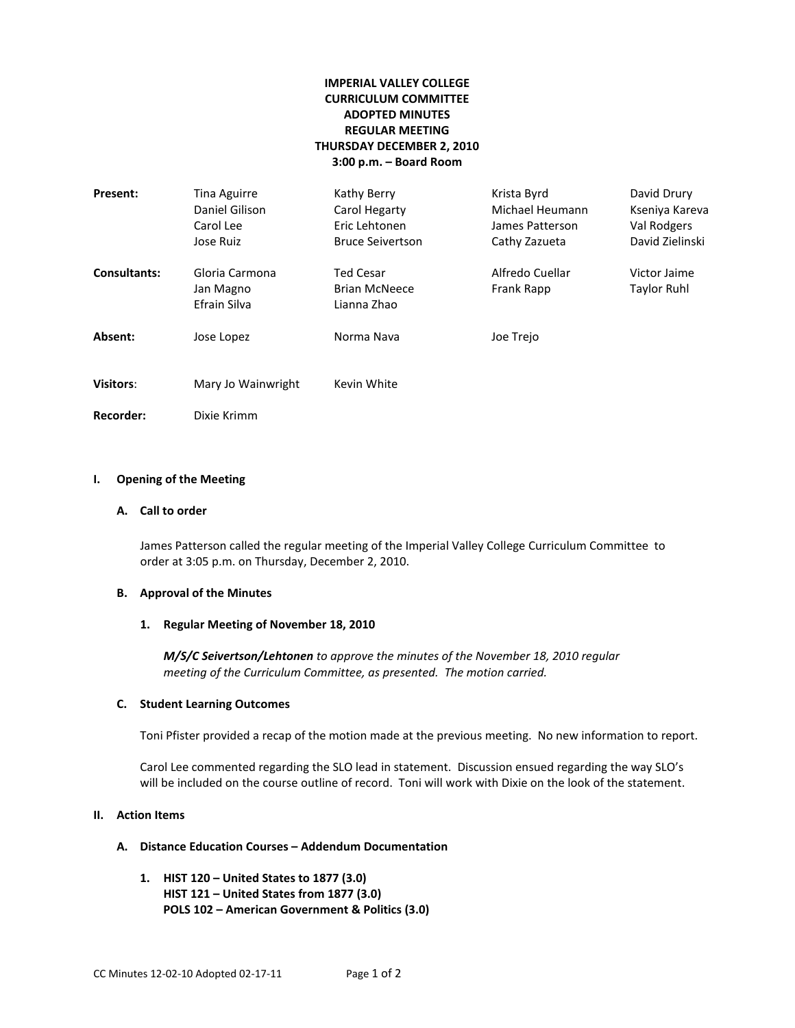**IMPERIAL VALLEY COLLEGE**
**CURRICULUM COMMITTEE**
**ADOPTED MINUTES**
**REGULAR MEETING**
**THURSDAY DECEMBER 2, 2010**
**3:00 p.m. – Board Room**

| | | | | |
|---|---|---|---|---|
| **Present:** | Tina Aguirre | Kathy Berry | Krista Byrd | David Drury |
| | Daniel Gilison | Carol Hegarty | Michael Heumann | Kseniya Kareva |
| | Carol Lee | Eric Lehtonen | James Patterson | Val Rodgers |
| | Jose Ruiz | Bruce Seivertson | Cathy Zazueta | David Zielinski |
| **Consultants:** | Gloria Carmona | Ted Cesar | Alfredo Cuellar | Victor Jaime |
| | Jan Magno | Brian McNeece | Frank Rapp | Taylor Ruhl |
| | Efrain Silva | Lianna Zhao | | |
| **Absent:** | Jose Lopez | Norma Nava | Joe Trejo | |
| **Visitors:** | Mary Jo Wainwright | Kevin White | | |
| **Recorder:** | Dixie Krimm | | | |

## I. Opening of the Meeting

### A. Call to order

James Patterson called the regular meeting of the Imperial Valley College Curriculum Committee to order at 3:05 p.m. on Thursday, December 2, 2010.

### B. Approval of the Minutes

#### 1. Regular Meeting of November 18, 2010

***M/S/C Seivertson/Lehtonen*** *to approve the minutes of the November 18, 2010 regular meeting of the Curriculum Committee, as presented. The motion carried.*

### C. Student Learning Outcomes

Toni Pfister provided a recap of the motion made at the previous meeting. No new information to report.

Carol Lee commented regarding the SLO lead in statement. Discussion ensued regarding the way SLO's will be included on the course outline of record. Toni will work with Dixie on the look of the statement.

## II. Action Items

### A. Distance Education Courses – Addendum Documentation

#### 1. HIST 120 – United States to 1877 (3.0)
**HIST 121 – United States from 1877 (3.0)**
**POLS 102 – American Government & Politics (3.0)**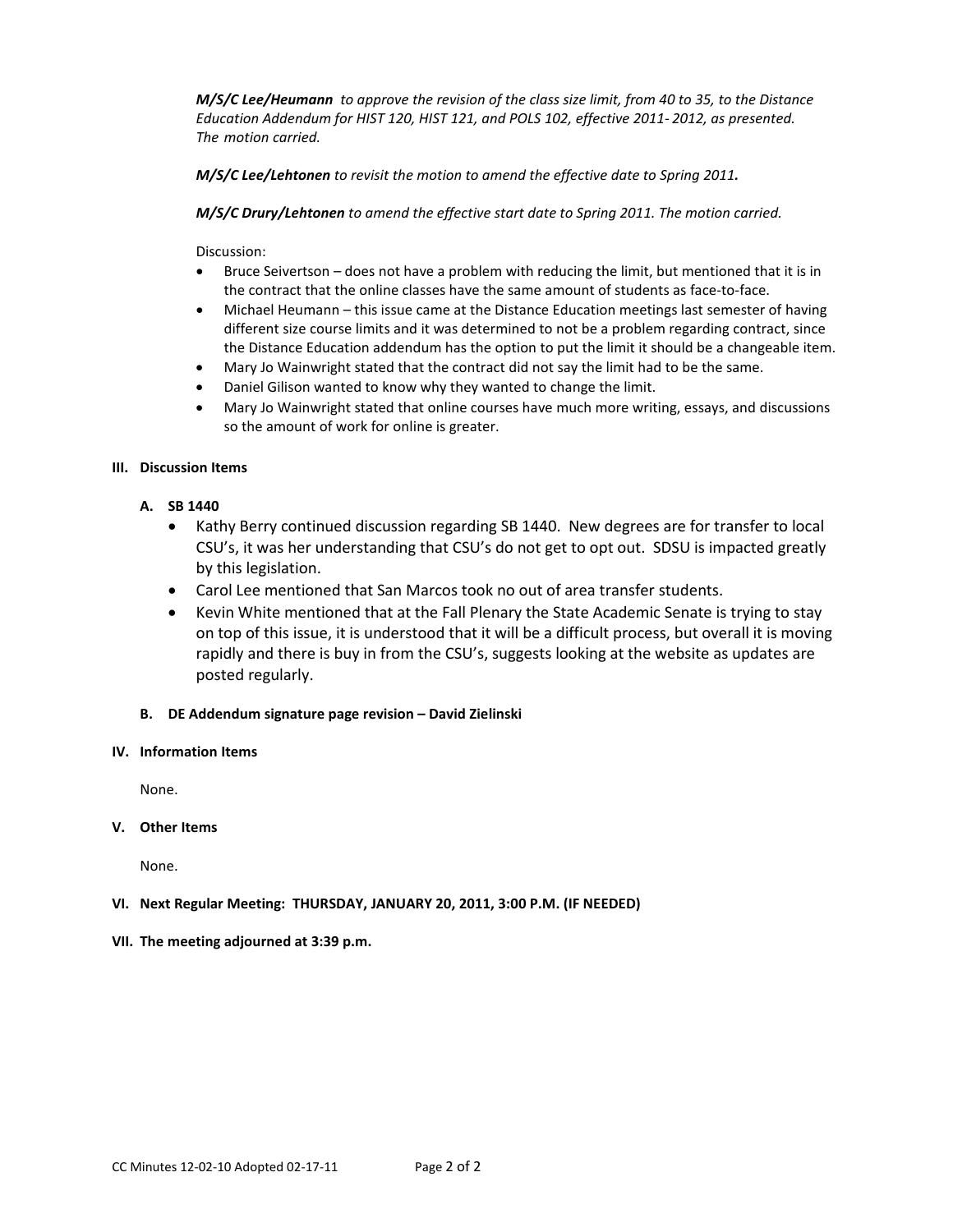***M/S/C Lee/Heumann*** *to approve the revision of the class size limit, from 40 to 35, to the Distance Education Addendum for HIST 120, HIST 121, and POLS 102, effective 2011- 2012, as presented. The motion carried.*

***M/S/C Lee/Lehtonen*** *to revisit the motion to amend the effective date to Spring 2011.*

***M/S/C Drury/Lehtonen*** *to amend the effective start date to Spring 2011. The motion carried.*

Discussion:

- Bruce Seivertson – does not have a problem with reducing the limit, but mentioned that it is in the contract that the online classes have the same amount of students as face-to-face.
- Michael Heumann – this issue came at the Distance Education meetings last semester of having different size course limits and it was determined to not be a problem regarding contract, since the Distance Education addendum has the option to put the limit it should be a changeable item.
- Mary Jo Wainwright stated that the contract did not say the limit had to be the same.
- Daniel Gilison wanted to know why they wanted to change the limit.
- Mary Jo Wainwright stated that online courses have much more writing, essays, and discussions so the amount of work for online is greater.

## III. Discussion Items

### A. SB 1440

- Kathy Berry continued discussion regarding SB 1440. New degrees are for transfer to local CSU's, it was her understanding that CSU's do not get to opt out. SDSU is impacted greatly by this legislation.
- Carol Lee mentioned that San Marcos took no out of area transfer students.
- Kevin White mentioned that at the Fall Plenary the State Academic Senate is trying to stay on top of this issue, it is understood that it will be a difficult process, but overall it is moving rapidly and there is buy in from the CSU's, suggests looking at the website as updates are posted regularly.

### B. DE Addendum signature page revision – David Zielinski

## IV. Information Items

None.

## V. Other Items

None.

## VI. Next Regular Meeting: THURSDAY, JANUARY 20, 2011, 3:00 P.M. (IF NEEDED)

## VII. The meeting adjourned at 3:39 p.m.

CC Minutes 12-02-10 Adopted 02-17-11